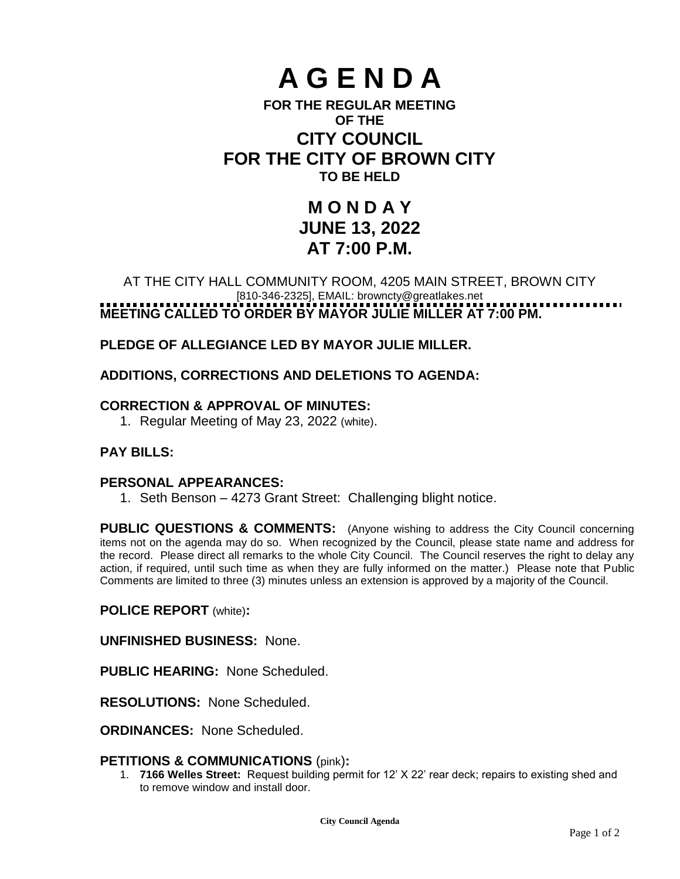# A G E N D A

**FOR THE REGULAR MEETING**
**OF THE**

## CITY COUNCIL
## FOR THE CITY OF BROWN CITY

**TO BE HELD**

## M O N D A Y
## JUNE 13, 2022
## AT 7:00 P.M.

AT THE CITY HALL COMMUNITY ROOM, 4205 MAIN STREET, BROWN CITY
[810-346-2325], EMAIL: browncty@greatlakes.net

**MEETING CALLED TO ORDER BY MAYOR JULIE MILLER AT 7:00 PM.**

**PLEDGE OF ALLEGIANCE LED BY MAYOR JULIE MILLER.**

**ADDITIONS, CORRECTIONS AND DELETIONS TO AGENDA:**

**CORRECTION & APPROVAL OF MINUTES:**

1. Regular Meeting of May 23, 2022 (white).

**PAY BILLS:**

**PERSONAL APPEARANCES:**

1. Seth Benson – 4273 Grant Street: Challenging blight notice.

**PUBLIC QUESTIONS & COMMENTS:** (Anyone wishing to address the City Council concerning items not on the agenda may do so. When recognized by the Council, please state name and address for the record. Please direct all remarks to the whole City Council. The Council reserves the right to delay any action, if required, until such time as when they are fully informed on the matter.) Please note that Public Comments are limited to three (3) minutes unless an extension is approved by a majority of the Council.

**POLICE REPORT** (white)**:**

**UNFINISHED BUSINESS:** None.

**PUBLIC HEARING:** None Scheduled.

**RESOLUTIONS:** None Scheduled.

**ORDINANCES:** None Scheduled.

**PETITIONS & COMMUNICATIONS** (pink)**:**

1. **7166 Welles Street:** Request building permit for 12' X 22' rear deck; repairs to existing shed and to remove window and install door.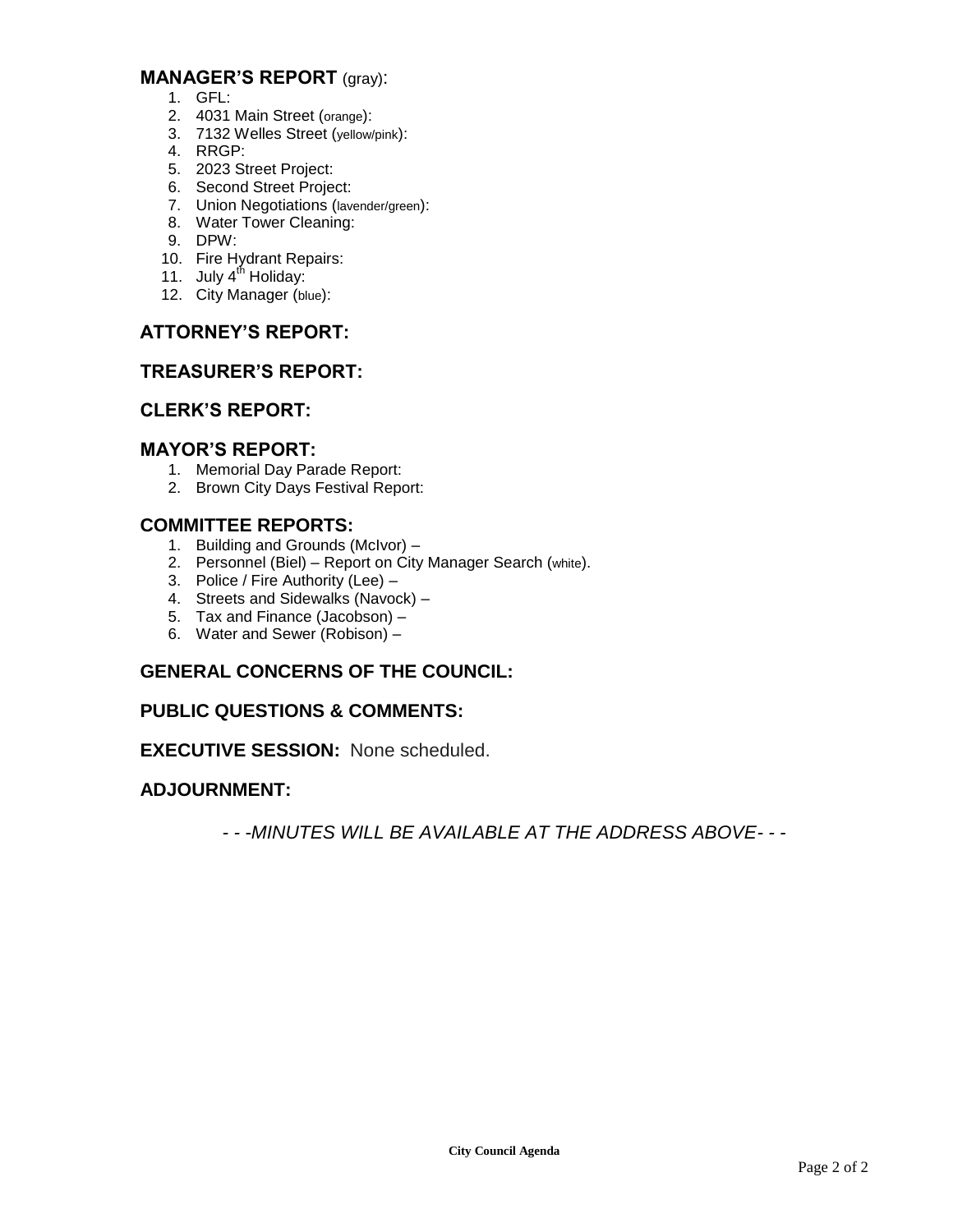## MANAGER'S REPORT (gray):

1. GFL:
2. 4031 Main Street (orange):
3. 7132 Welles Street (yellow/pink):
4. RRGP:
5. 2023 Street Project:
6. Second Street Project:
7. Union Negotiations (lavender/green):
8. Water Tower Cleaning:
9. DPW:
10. Fire Hydrant Repairs:
11. July 4th Holiday:
12. City Manager (blue):

## ATTORNEY'S REPORT:

## TREASURER'S REPORT:

## CLERK'S REPORT:

## MAYOR'S REPORT:

1. Memorial Day Parade Report:
2. Brown City Days Festival Report:

## COMMITTEE REPORTS:

1. Building and Grounds (McIvor) –
2. Personnel (Biel) – Report on City Manager Search (white).
3. Police / Fire Authority (Lee) –
4. Streets and Sidewalks (Navock) –
5. Tax and Finance (Jacobson) –
6. Water and Sewer (Robison) –

## GENERAL CONCERNS OF THE COUNCIL:

## PUBLIC QUESTIONS & COMMENTS:

**EXECUTIVE SESSION:** None scheduled.

## ADJOURNMENT:

*- - -MINUTES WILL BE AVAILABLE AT THE ADDRESS ABOVE- - -*